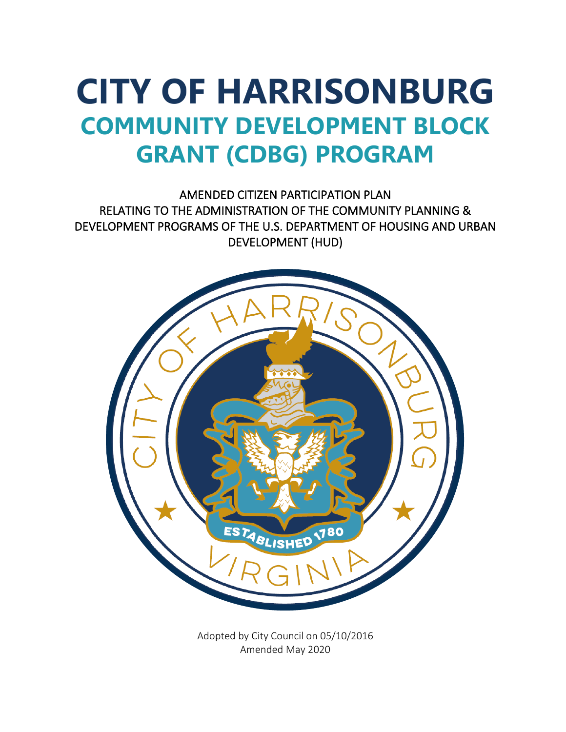# CITY OF HARRISONBURG

## COMMUNITY DEVELOPMENT BLOCK GRANT (CDBG) PROGRAM

AMENDED CITIZEN PARTICIPATION PLAN
RELATING TO THE ADMINISTRATION OF THE COMMUNITY PLANNING & DEVELOPMENT PROGRAMS OF THE U.S. DEPARTMENT OF HOUSING AND URBAN DEVELOPMENT (HUD)

Adopted by City Council on 05/10/2016
Amended May 2020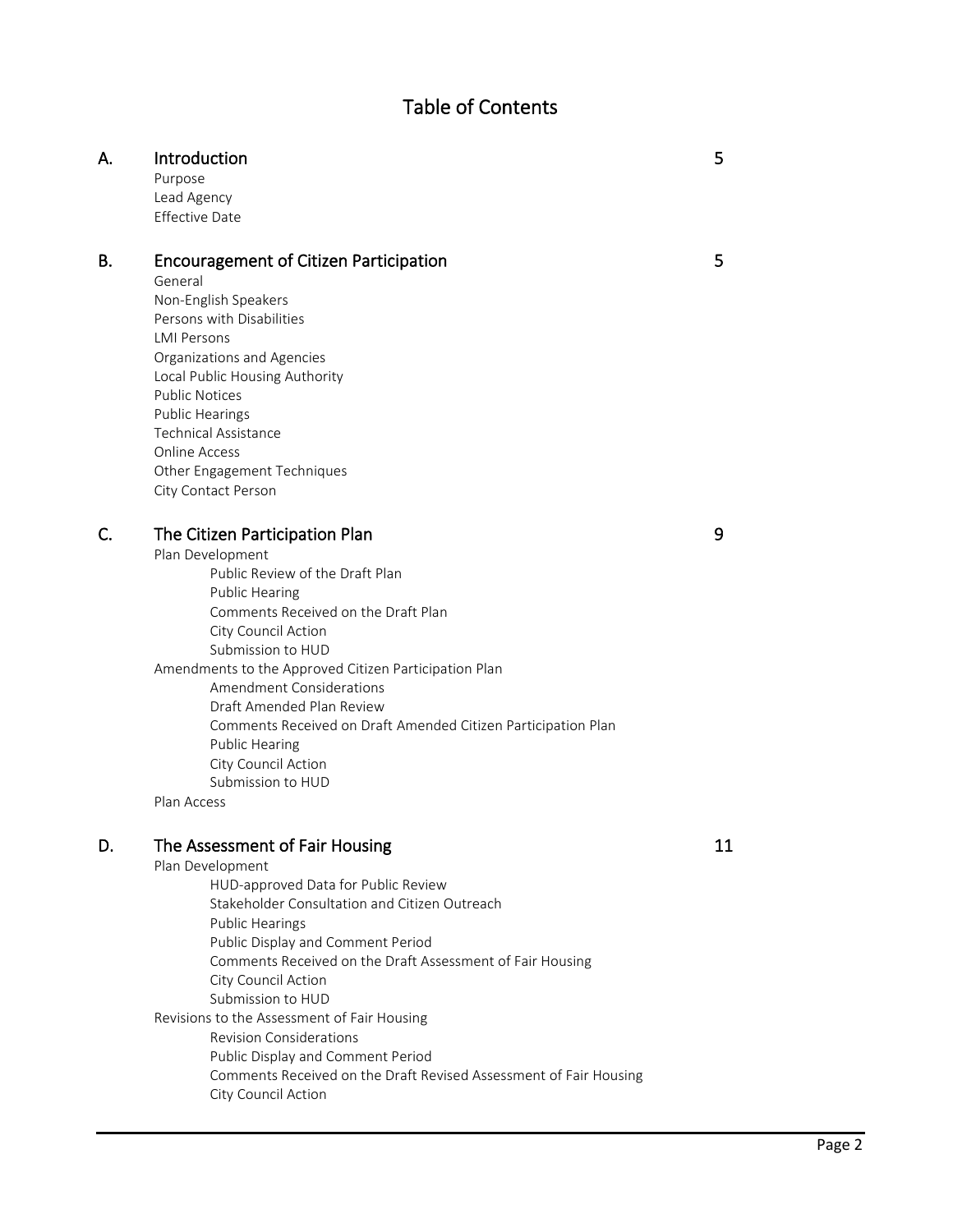# Table of Contents

| | | |
|---|---|---|
| A. | **Introduction**<br>Purpose<br>Lead Agency<br>Effective Date | 5 |
| B. | **Encouragement of Citizen Participation**<br>General<br>Non-English Speakers<br>Persons with Disabilities<br>LMI Persons<br>Organizations and Agencies<br>Local Public Housing Authority<br>Public Notices<br>Public Hearings<br>Technical Assistance<br>Online Access<br>Other Engagement Techniques<br>City Contact Person | 5 |
| C. | **The Citizen Participation Plan**<br>Plan Development<br>&nbsp;&nbsp;&nbsp;&nbsp;Public Review of the Draft Plan<br>&nbsp;&nbsp;&nbsp;&nbsp;Public Hearing<br>&nbsp;&nbsp;&nbsp;&nbsp;Comments Received on the Draft Plan<br>&nbsp;&nbsp;&nbsp;&nbsp;City Council Action<br>&nbsp;&nbsp;&nbsp;&nbsp;Submission to HUD<br>Amendments to the Approved Citizen Participation Plan<br>&nbsp;&nbsp;&nbsp;&nbsp;Amendment Considerations<br>&nbsp;&nbsp;&nbsp;&nbsp;Draft Amended Plan Review<br>&nbsp;&nbsp;&nbsp;&nbsp;Comments Received on Draft Amended Citizen Participation Plan<br>&nbsp;&nbsp;&nbsp;&nbsp;Public Hearing<br>&nbsp;&nbsp;&nbsp;&nbsp;City Council Action<br>&nbsp;&nbsp;&nbsp;&nbsp;Submission to HUD<br>Plan Access | 9 |
| D. | **The Assessment of Fair Housing**<br>Plan Development<br>&nbsp;&nbsp;&nbsp;&nbsp;HUD-approved Data for Public Review<br>&nbsp;&nbsp;&nbsp;&nbsp;Stakeholder Consultation and Citizen Outreach<br>&nbsp;&nbsp;&nbsp;&nbsp;Public Hearings<br>&nbsp;&nbsp;&nbsp;&nbsp;Public Display and Comment Period<br>&nbsp;&nbsp;&nbsp;&nbsp;Comments Received on the Draft Assessment of Fair Housing<br>&nbsp;&nbsp;&nbsp;&nbsp;City Council Action<br>&nbsp;&nbsp;&nbsp;&nbsp;Submission to HUD<br>Revisions to the Assessment of Fair Housing<br>&nbsp;&nbsp;&nbsp;&nbsp;Revision Considerations<br>&nbsp;&nbsp;&nbsp;&nbsp;Public Display and Comment Period<br>&nbsp;&nbsp;&nbsp;&nbsp;Comments Received on the Draft Revised Assessment of Fair Housing<br>&nbsp;&nbsp;&nbsp;&nbsp;City Council Action | 11 |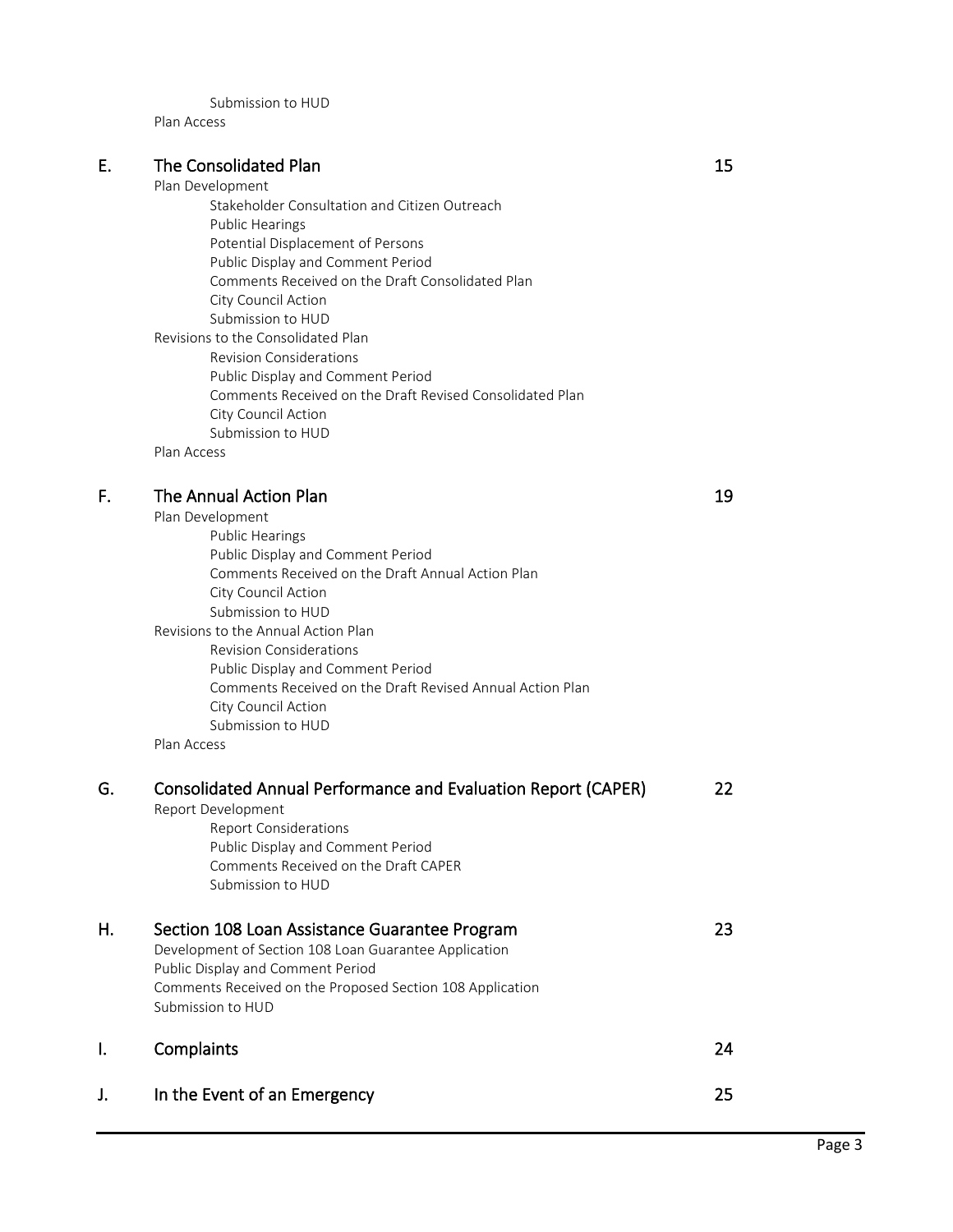Submission to HUD

Plan Access

| | | |
|---|---|---|
| **E.** | **The Consolidated Plan** | **15** |
| | Plan Development | |
| | &nbsp;&nbsp;&nbsp;&nbsp;Stakeholder Consultation and Citizen Outreach | |
| | &nbsp;&nbsp;&nbsp;&nbsp;Public Hearings | |
| | &nbsp;&nbsp;&nbsp;&nbsp;Potential Displacement of Persons | |
| | &nbsp;&nbsp;&nbsp;&nbsp;Public Display and Comment Period | |
| | &nbsp;&nbsp;&nbsp;&nbsp;Comments Received on the Draft Consolidated Plan | |
| | &nbsp;&nbsp;&nbsp;&nbsp;City Council Action | |
| | &nbsp;&nbsp;&nbsp;&nbsp;Submission to HUD | |
| | Revisions to the Consolidated Plan | |
| | &nbsp;&nbsp;&nbsp;&nbsp;Revision Considerations | |
| | &nbsp;&nbsp;&nbsp;&nbsp;Public Display and Comment Period | |
| | &nbsp;&nbsp;&nbsp;&nbsp;Comments Received on the Draft Revised Consolidated Plan | |
| | &nbsp;&nbsp;&nbsp;&nbsp;City Council Action | |
| | &nbsp;&nbsp;&nbsp;&nbsp;Submission to HUD | |
| | Plan Access | |
| **F.** | **The Annual Action Plan** | **19** |
| | Plan Development | |
| | &nbsp;&nbsp;&nbsp;&nbsp;Public Hearings | |
| | &nbsp;&nbsp;&nbsp;&nbsp;Public Display and Comment Period | |
| | &nbsp;&nbsp;&nbsp;&nbsp;Comments Received on the Draft Annual Action Plan | |
| | &nbsp;&nbsp;&nbsp;&nbsp;City Council Action | |
| | &nbsp;&nbsp;&nbsp;&nbsp;Submission to HUD | |
| | Revisions to the Annual Action Plan | |
| | &nbsp;&nbsp;&nbsp;&nbsp;Revision Considerations | |
| | &nbsp;&nbsp;&nbsp;&nbsp;Public Display and Comment Period | |
| | &nbsp;&nbsp;&nbsp;&nbsp;Comments Received on the Draft Revised Annual Action Plan | |
| | &nbsp;&nbsp;&nbsp;&nbsp;City Council Action | |
| | &nbsp;&nbsp;&nbsp;&nbsp;Submission to HUD | |
| | Plan Access | |
| **G.** | **Consolidated Annual Performance and Evaluation Report (CAPER)** | **22** |
| | Report Development | |
| | &nbsp;&nbsp;&nbsp;&nbsp;Report Considerations | |
| | &nbsp;&nbsp;&nbsp;&nbsp;Public Display and Comment Period | |
| | &nbsp;&nbsp;&nbsp;&nbsp;Comments Received on the Draft CAPER | |
| | &nbsp;&nbsp;&nbsp;&nbsp;Submission to HUD | |
| **H.** | **Section 108 Loan Assistance Guarantee Program** | **23** |
| | Development of Section 108 Loan Guarantee Application | |
| | Public Display and Comment Period | |
| | Comments Received on the Proposed Section 108 Application | |
| | Submission to HUD | |
| **I.** | **Complaints** | **24** |
| **J.** | **In the Event of an Emergency** | **25** |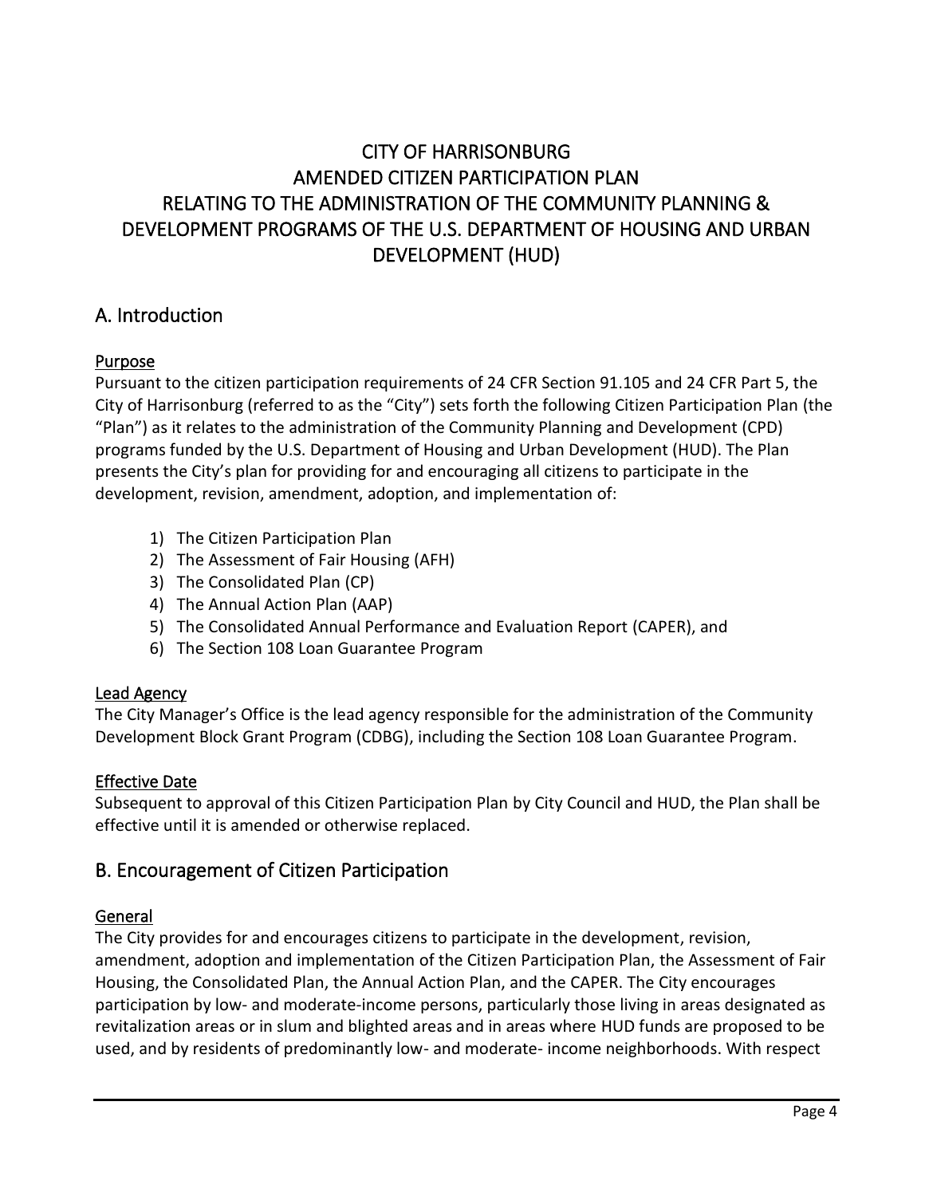# CITY OF HARRISONBURG
# AMENDED CITIZEN PARTICIPATION PLAN
# RELATING TO THE ADMINISTRATION OF THE COMMUNITY PLANNING & DEVELOPMENT PROGRAMS OF THE U.S. DEPARTMENT OF HOUSING AND URBAN DEVELOPMENT (HUD)

## A. Introduction

### Purpose

Pursuant to the citizen participation requirements of 24 CFR Section 91.105 and 24 CFR Part 5, the City of Harrisonburg (referred to as the "City") sets forth the following Citizen Participation Plan (the "Plan") as it relates to the administration of the Community Planning and Development (CPD) programs funded by the U.S. Department of Housing and Urban Development (HUD). The Plan presents the City's plan for providing for and encouraging all citizens to participate in the development, revision, amendment, adoption, and implementation of:

1) The Citizen Participation Plan
2) The Assessment of Fair Housing (AFH)
3) The Consolidated Plan (CP)
4) The Annual Action Plan (AAP)
5) The Consolidated Annual Performance and Evaluation Report (CAPER), and
6) The Section 108 Loan Guarantee Program

### Lead Agency

The City Manager's Office is the lead agency responsible for the administration of the Community Development Block Grant Program (CDBG), including the Section 108 Loan Guarantee Program.

### Effective Date

Subsequent to approval of this Citizen Participation Plan by City Council and HUD, the Plan shall be effective until it is amended or otherwise replaced.

## B. Encouragement of Citizen Participation

### General

The City provides for and encourages citizens to participate in the development, revision, amendment, adoption and implementation of the Citizen Participation Plan, the Assessment of Fair Housing, the Consolidated Plan, the Annual Action Plan, and the CAPER. The City encourages participation by low- and moderate-income persons, particularly those living in areas designated as revitalization areas or in slum and blighted areas and in areas where HUD funds are proposed to be used, and by residents of predominantly low- and moderate- income neighborhoods. With respect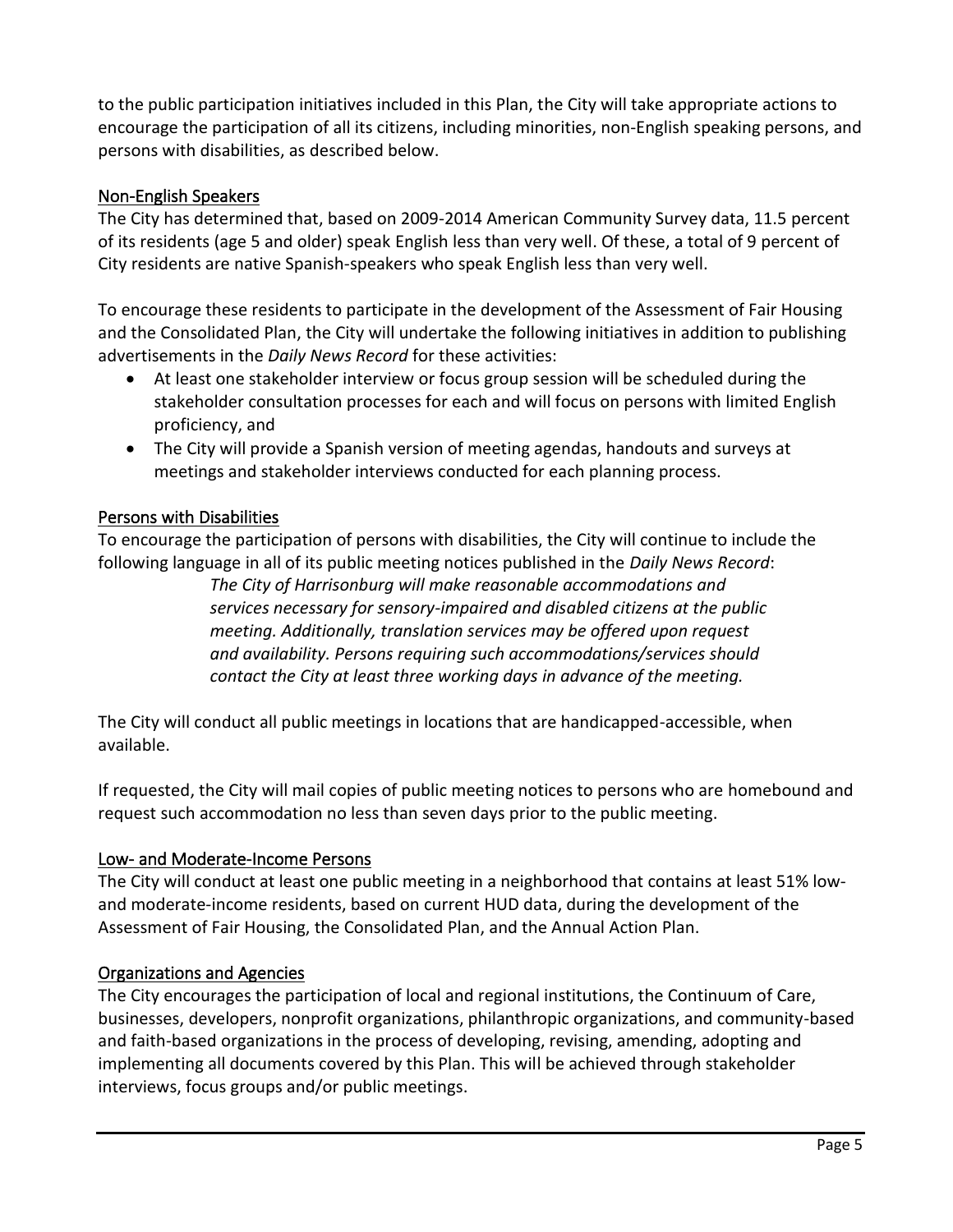to the public participation initiatives included in this Plan, the City will take appropriate actions to encourage the participation of all its citizens, including minorities, non-English speaking persons, and persons with disabilities, as described below.

### Non-English Speakers

The City has determined that, based on 2009-2014 American Community Survey data, 11.5 percent of its residents (age 5 and older) speak English less than very well. Of these, a total of 9 percent of City residents are native Spanish-speakers who speak English less than very well.

To encourage these residents to participate in the development of the Assessment of Fair Housing and the Consolidated Plan, the City will undertake the following initiatives in addition to publishing advertisements in the *Daily News Record* for these activities:

- At least one stakeholder interview or focus group session will be scheduled during the stakeholder consultation processes for each and will focus on persons with limited English proficiency, and
- The City will provide a Spanish version of meeting agendas, handouts and surveys at meetings and stakeholder interviews conducted for each planning process.

### Persons with Disabilities

To encourage the participation of persons with disabilities, the City will continue to include the following language in all of its public meeting notices published in the *Daily News Record*:

> *The City of Harrisonburg will make reasonable accommodations and services necessary for sensory-impaired and disabled citizens at the public meeting. Additionally, translation services may be offered upon request and availability. Persons requiring such accommodations/services should contact the City at least three working days in advance of the meeting.*

The City will conduct all public meetings in locations that are handicapped-accessible, when available.

If requested, the City will mail copies of public meeting notices to persons who are homebound and request such accommodation no less than seven days prior to the public meeting.

### Low- and Moderate-Income Persons

The City will conduct at least one public meeting in a neighborhood that contains at least 51% low- and moderate-income residents, based on current HUD data, during the development of the Assessment of Fair Housing, the Consolidated Plan, and the Annual Action Plan.

### Organizations and Agencies

The City encourages the participation of local and regional institutions, the Continuum of Care, businesses, developers, nonprofit organizations, philanthropic organizations, and community-based and faith-based organizations in the process of developing, revising, amending, adopting and implementing all documents covered by this Plan. This will be achieved through stakeholder interviews, focus groups and/or public meetings.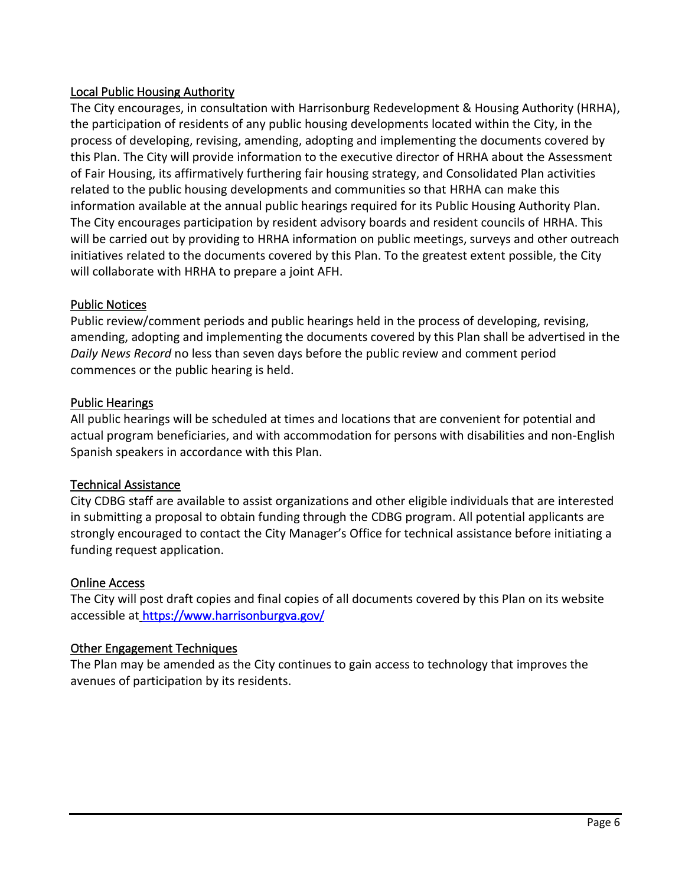## Local Public Housing Authority

The City encourages, in consultation with Harrisonburg Redevelopment & Housing Authority (HRHA), the participation of residents of any public housing developments located within the City, in the process of developing, revising, amending, adopting and implementing the documents covered by this Plan. The City will provide information to the executive director of HRHA about the Assessment of Fair Housing, its affirmatively furthering fair housing strategy, and Consolidated Plan activities related to the public housing developments and communities so that HRHA can make this information available at the annual public hearings required for its Public Housing Authority Plan. The City encourages participation by resident advisory boards and resident councils of HRHA. This will be carried out by providing to HRHA information on public meetings, surveys and other outreach initiatives related to the documents covered by this Plan. To the greatest extent possible, the City will collaborate with HRHA to prepare a joint AFH.

## Public Notices

Public review/comment periods and public hearings held in the process of developing, revising, amending, adopting and implementing the documents covered by this Plan shall be advertised in the *Daily News Record* no less than seven days before the public review and comment period commences or the public hearing is held.

## Public Hearings

All public hearings will be scheduled at times and locations that are convenient for potential and actual program beneficiaries, and with accommodation for persons with disabilities and non-English Spanish speakers in accordance with this Plan.

## Technical Assistance

City CDBG staff are available to assist organizations and other eligible individuals that are interested in submitting a proposal to obtain funding through the CDBG program. All potential applicants are strongly encouraged to contact the City Manager's Office for technical assistance before initiating a funding request application.

## Online Access

The City will post draft copies and final copies of all documents covered by this Plan on its website accessible at [https://www.harrisonburgva.gov/](https://www.harrisonburgva.gov/)

## Other Engagement Techniques

The Plan may be amended as the City continues to gain access to technology that improves the avenues of participation by its residents.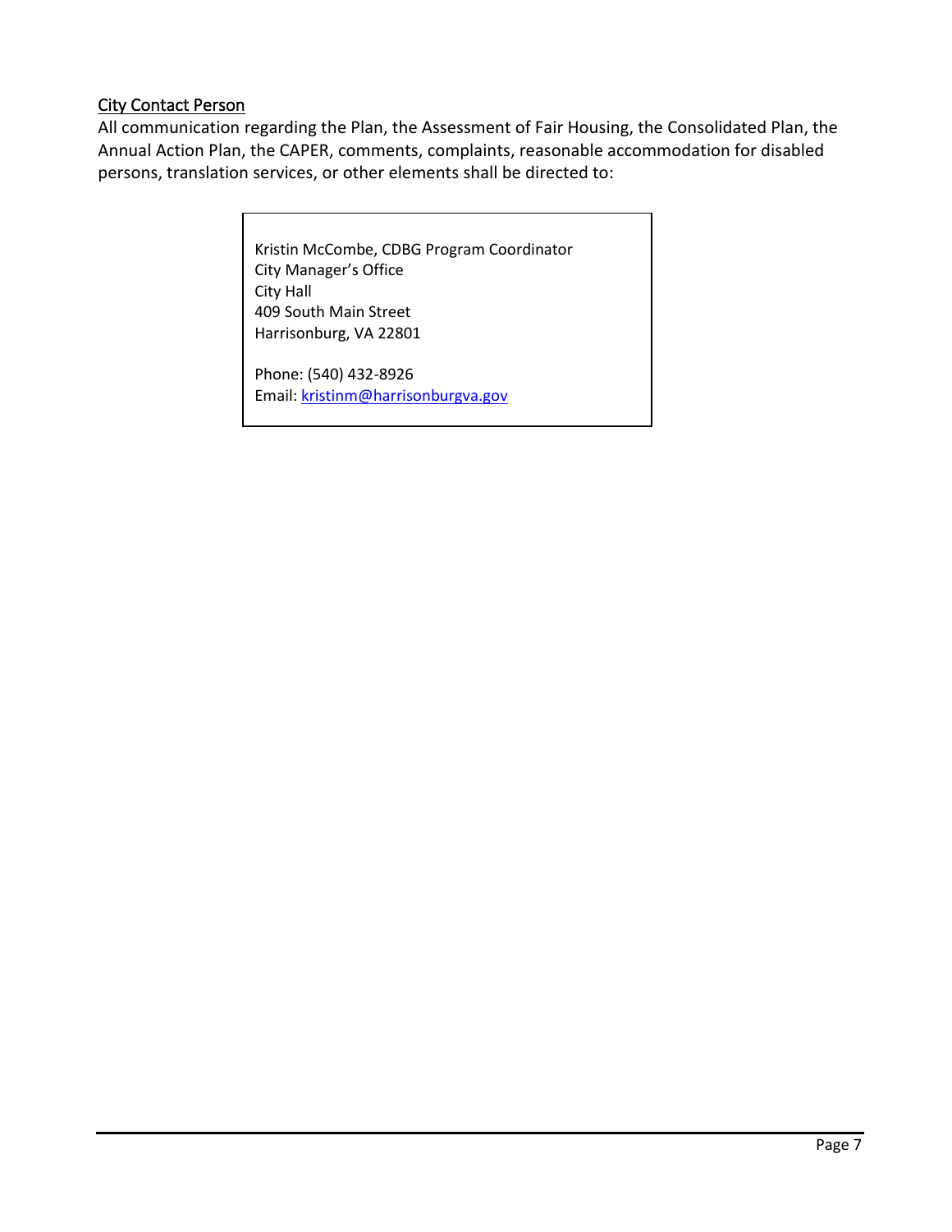## City Contact Person

All communication regarding the Plan, the Assessment of Fair Housing, the Consolidated Plan, the Annual Action Plan, the CAPER, comments, complaints, reasonable accommodation for disabled persons, translation services, or other elements shall be directed to:

> Kristin McCombe, CDBG Program Coordinator
> City Manager's Office
> City Hall
> 409 South Main Street
> Harrisonburg, VA 22801
>
> Phone: (540) 432-8926
> Email: kristinm@harrisonburgva.gov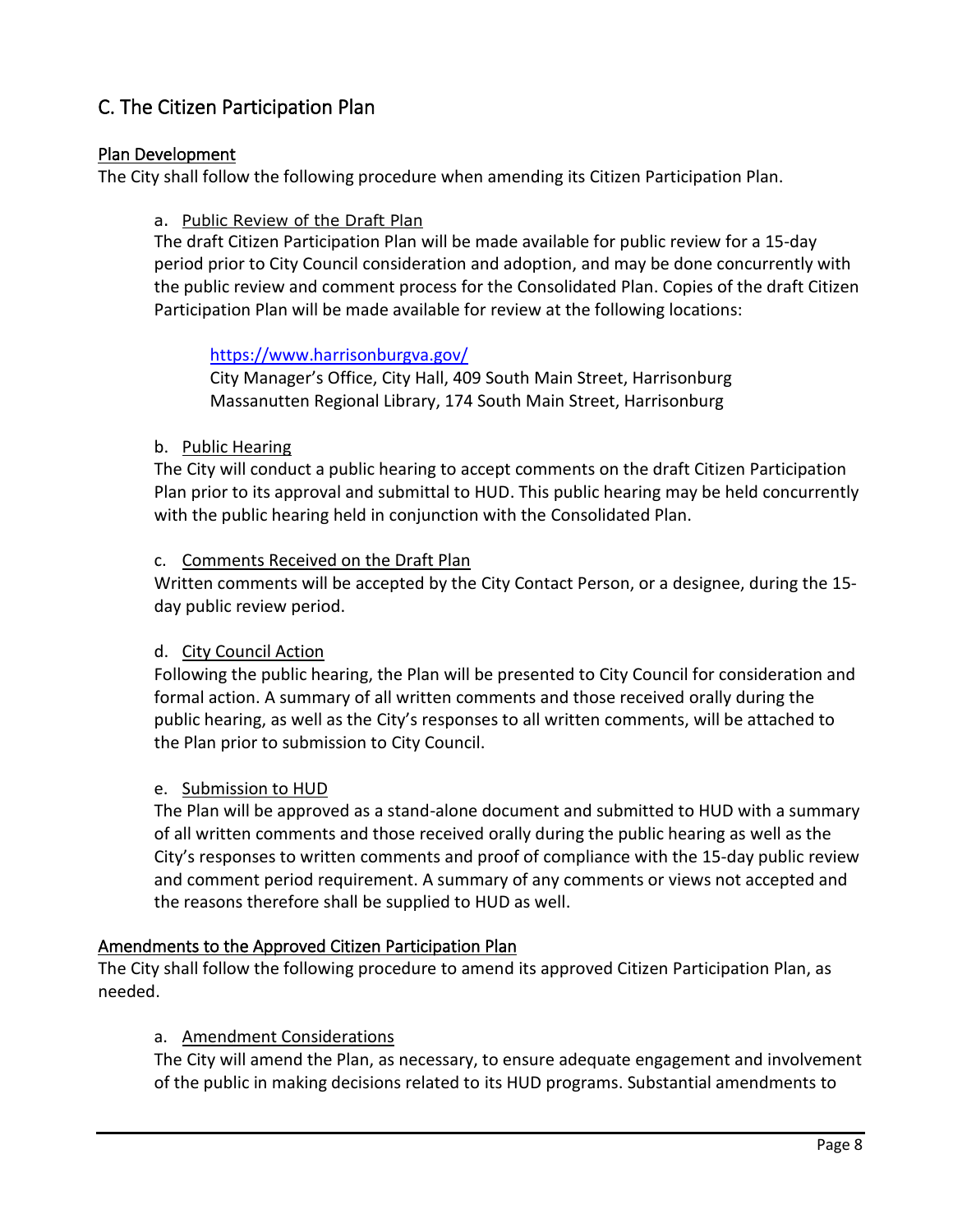## C. The Citizen Participation Plan

### Plan Development

The City shall follow the following procedure when amending its Citizen Participation Plan.

a. Public Review of the Draft Plan

The draft Citizen Participation Plan will be made available for public review for a 15-day period prior to City Council consideration and adoption, and may be done concurrently with the public review and comment process for the Consolidated Plan. Copies of the draft Citizen Participation Plan will be made available for review at the following locations:

https://www.harrisonburgva.gov/
City Manager's Office, City Hall, 409 South Main Street, Harrisonburg
Massanutten Regional Library, 174 South Main Street, Harrisonburg

b. Public Hearing

The City will conduct a public hearing to accept comments on the draft Citizen Participation Plan prior to its approval and submittal to HUD. This public hearing may be held concurrently with the public hearing held in conjunction with the Consolidated Plan.

c. Comments Received on the Draft Plan

Written comments will be accepted by the City Contact Person, or a designee, during the 15-day public review period.

d. City Council Action

Following the public hearing, the Plan will be presented to City Council for consideration and formal action. A summary of all written comments and those received orally during the public hearing, as well as the City's responses to all written comments, will be attached to the Plan prior to submission to City Council.

e. Submission to HUD

The Plan will be approved as a stand-alone document and submitted to HUD with a summary of all written comments and those received orally during the public hearing as well as the City's responses to written comments and proof of compliance with the 15-day public review and comment period requirement. A summary of any comments or views not accepted and the reasons therefore shall be supplied to HUD as well.

### Amendments to the Approved Citizen Participation Plan

The City shall follow the following procedure to amend its approved Citizen Participation Plan, as needed.

a. Amendment Considerations

The City will amend the Plan, as necessary, to ensure adequate engagement and involvement of the public in making decisions related to its HUD programs. Substantial amendments to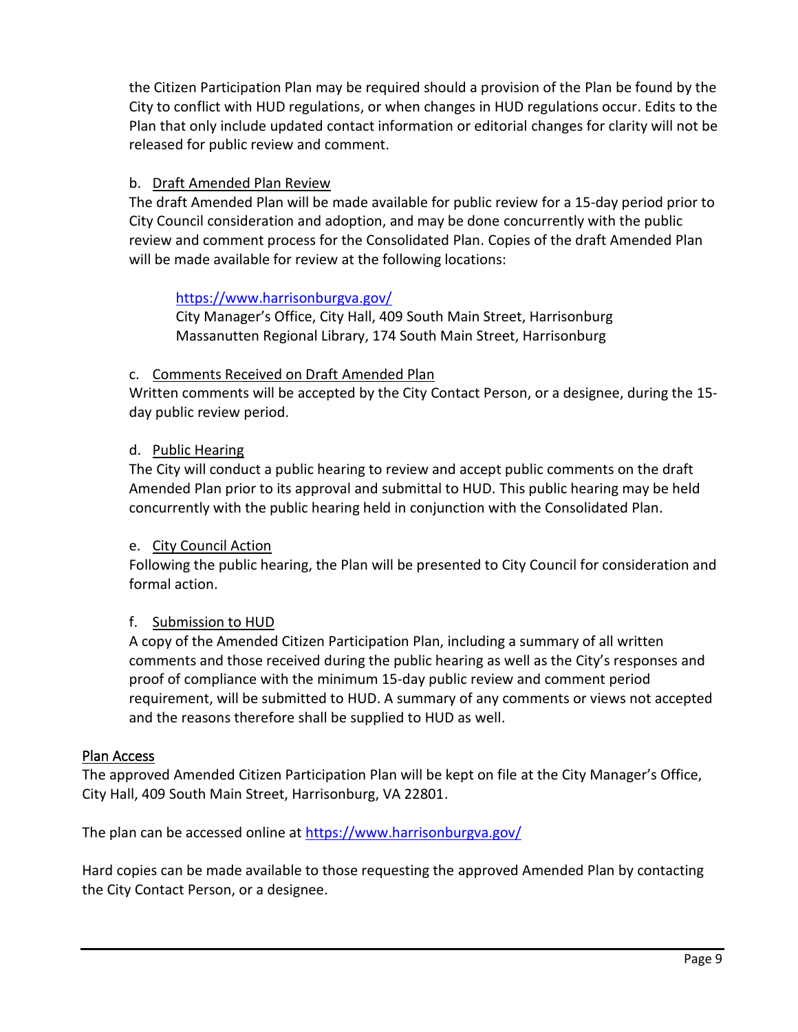the Citizen Participation Plan may be required should a provision of the Plan be found by the City to conflict with HUD regulations, or when changes in HUD regulations occur. Edits to the Plan that only include updated contact information or editorial changes for clarity will not be released for public review and comment.

b. Draft Amended Plan Review

The draft Amended Plan will be made available for public review for a 15-day period prior to City Council consideration and adoption, and may be done concurrently with the public review and comment process for the Consolidated Plan. Copies of the draft Amended Plan will be made available for review at the following locations:

> https://www.harrisonburgva.gov/
> City Manager's Office, City Hall, 409 South Main Street, Harrisonburg
> Massanutten Regional Library, 174 South Main Street, Harrisonburg

c. Comments Received on Draft Amended Plan

Written comments will be accepted by the City Contact Person, or a designee, during the 15-day public review period.

d. Public Hearing

The City will conduct a public hearing to review and accept public comments on the draft Amended Plan prior to its approval and submittal to HUD. This public hearing may be held concurrently with the public hearing held in conjunction with the Consolidated Plan.

e. City Council Action

Following the public hearing, the Plan will be presented to City Council for consideration and formal action.

f. Submission to HUD

A copy of the Amended Citizen Participation Plan, including a summary of all written comments and those received during the public hearing as well as the City's responses and proof of compliance with the minimum 15-day public review and comment period requirement, will be submitted to HUD. A summary of any comments or views not accepted and the reasons therefore shall be supplied to HUD as well.

## Plan Access

The approved Amended Citizen Participation Plan will be kept on file at the City Manager's Office, City Hall, 409 South Main Street, Harrisonburg, VA 22801.

The plan can be accessed online at https://www.harrisonburgva.gov/

Hard copies can be made available to those requesting the approved Amended Plan by contacting the City Contact Person, or a designee.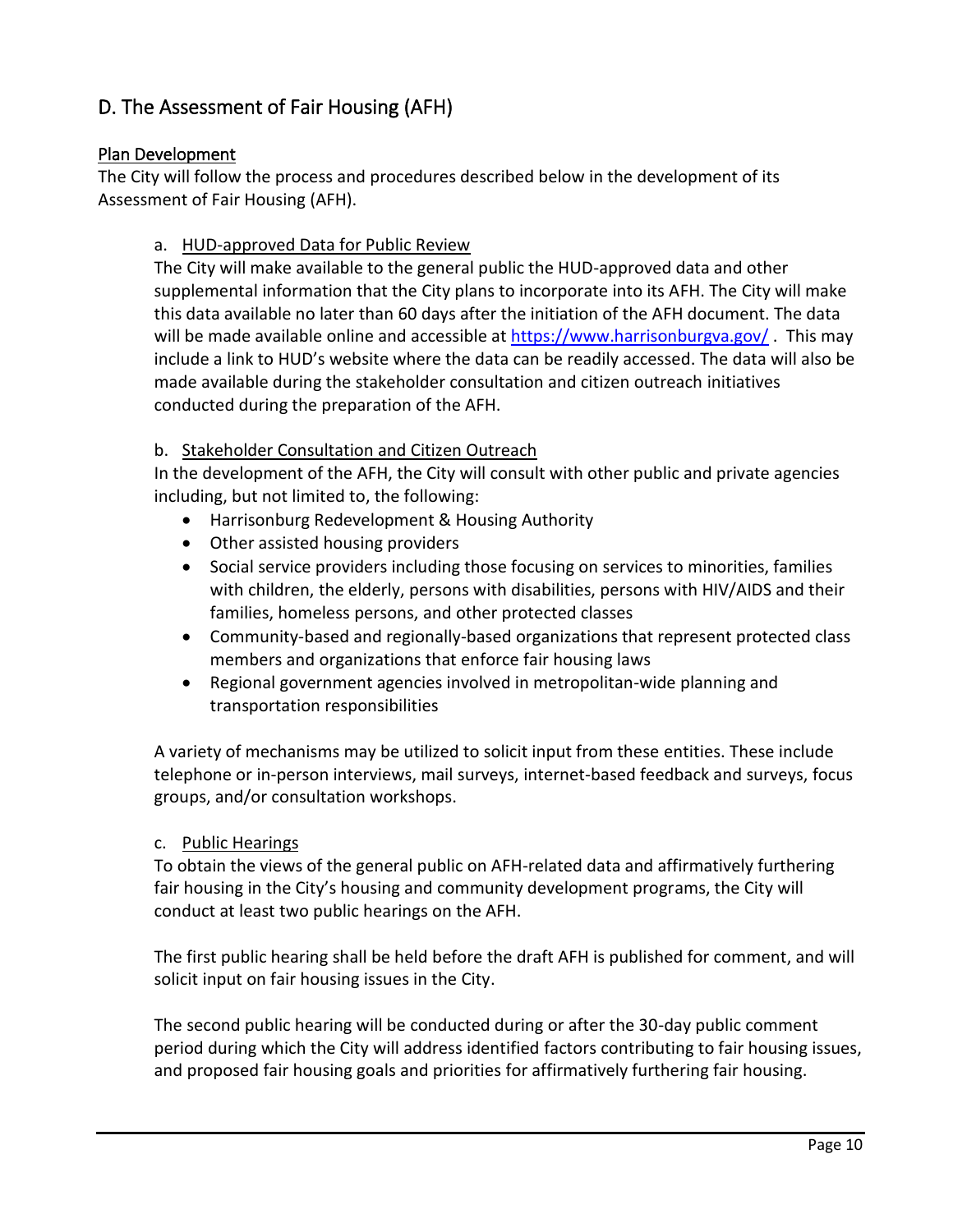## D. The Assessment of Fair Housing (AFH)

### Plan Development

The City will follow the process and procedures described below in the development of its Assessment of Fair Housing (AFH).

a. HUD-approved Data for Public Review

The City will make available to the general public the HUD-approved data and other supplemental information that the City plans to incorporate into its AFH. The City will make this data available no later than 60 days after the initiation of the AFH document. The data will be made available online and accessible at https://www.harrisonburgva.gov/ . This may include a link to HUD's website where the data can be readily accessed. The data will also be made available during the stakeholder consultation and citizen outreach initiatives conducted during the preparation of the AFH.

b. Stakeholder Consultation and Citizen Outreach

In the development of the AFH, the City will consult with other public and private agencies including, but not limited to, the following:

- Harrisonburg Redevelopment & Housing Authority
- Other assisted housing providers
- Social service providers including those focusing on services to minorities, families with children, the elderly, persons with disabilities, persons with HIV/AIDS and their families, homeless persons, and other protected classes
- Community-based and regionally-based organizations that represent protected class members and organizations that enforce fair housing laws
- Regional government agencies involved in metropolitan-wide planning and transportation responsibilities

A variety of mechanisms may be utilized to solicit input from these entities. These include telephone or in-person interviews, mail surveys, internet-based feedback and surveys, focus groups, and/or consultation workshops.

c. Public Hearings

To obtain the views of the general public on AFH-related data and affirmatively furthering fair housing in the City's housing and community development programs, the City will conduct at least two public hearings on the AFH.

The first public hearing shall be held before the draft AFH is published for comment, and will solicit input on fair housing issues in the City.

The second public hearing will be conducted during or after the 30-day public comment period during which the City will address identified factors contributing to fair housing issues, and proposed fair housing goals and priorities for affirmatively furthering fair housing.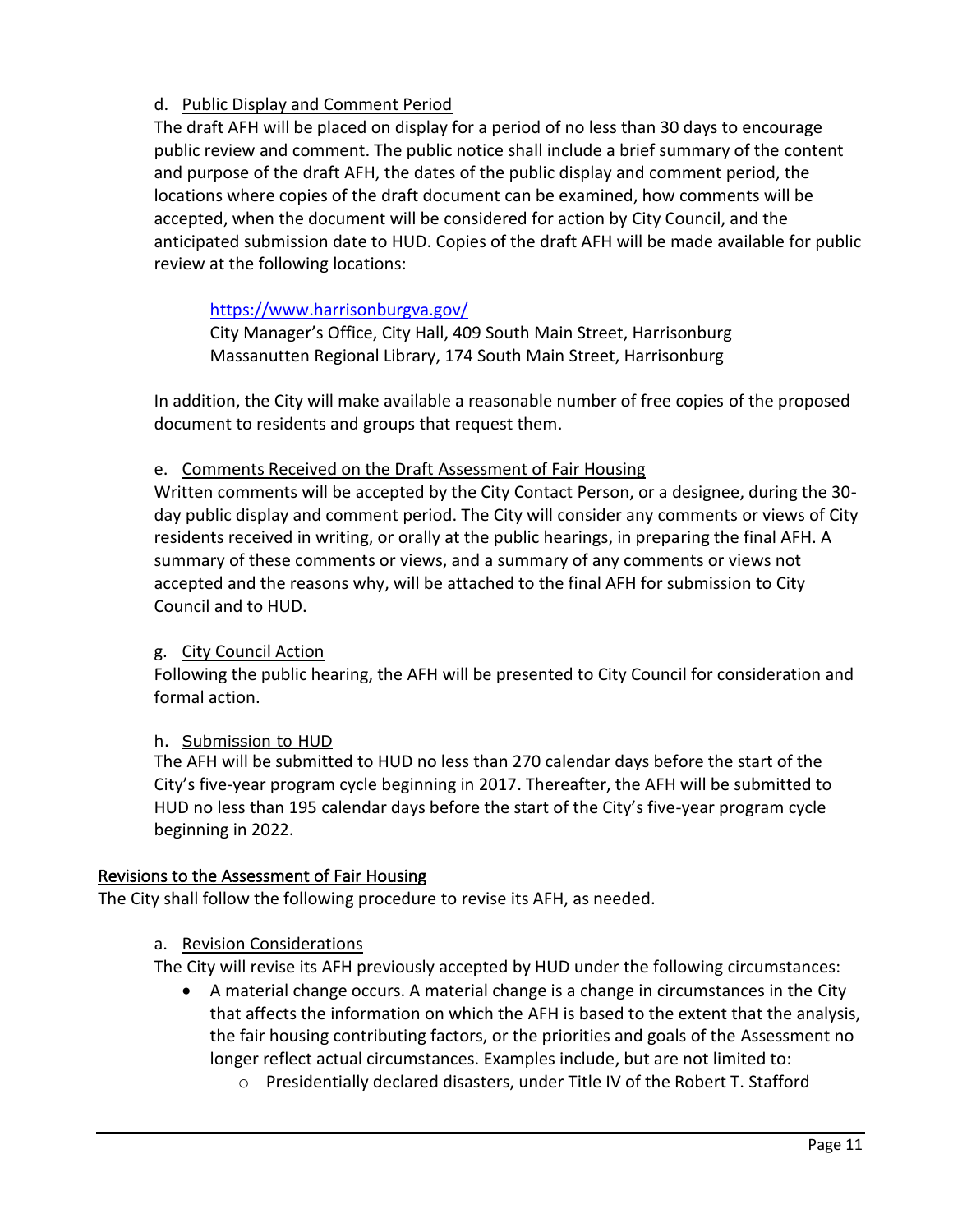d. Public Display and Comment Period

The draft AFH will be placed on display for a period of no less than 30 days to encourage public review and comment. The public notice shall include a brief summary of the content and purpose of the draft AFH, the dates of the public display and comment period, the locations where copies of the draft document can be examined, how comments will be accepted, when the document will be considered for action by City Council, and the anticipated submission date to HUD. Copies of the draft AFH will be made available for public review at the following locations:

> https://www.harrisonburgva.gov/
> City Manager's Office, City Hall, 409 South Main Street, Harrisonburg
> Massanutten Regional Library, 174 South Main Street, Harrisonburg

In addition, the City will make available a reasonable number of free copies of the proposed document to residents and groups that request them.

e. Comments Received on the Draft Assessment of Fair Housing

Written comments will be accepted by the City Contact Person, or a designee, during the 30-day public display and comment period. The City will consider any comments or views of City residents received in writing, or orally at the public hearings, in preparing the final AFH. A summary of these comments or views, and a summary of any comments or views not accepted and the reasons why, will be attached to the final AFH for submission to City Council and to HUD.

g. City Council Action

Following the public hearing, the AFH will be presented to City Council for consideration and formal action.

h. Submission to HUD

The AFH will be submitted to HUD no less than 270 calendar days before the start of the City's five-year program cycle beginning in 2017. Thereafter, the AFH will be submitted to HUD no less than 195 calendar days before the start of the City's five-year program cycle beginning in 2022.

## Revisions to the Assessment of Fair Housing

The City shall follow the following procedure to revise its AFH, as needed.

a. Revision Considerations

The City will revise its AFH previously accepted by HUD under the following circumstances:

- A material change occurs. A material change is a change in circumstances in the City that affects the information on which the AFH is based to the extent that the analysis, the fair housing contributing factors, or the priorities and goals of the Assessment no longer reflect actual circumstances. Examples include, but are not limited to:
  - Presidentially declared disasters, under Title IV of the Robert T. Stafford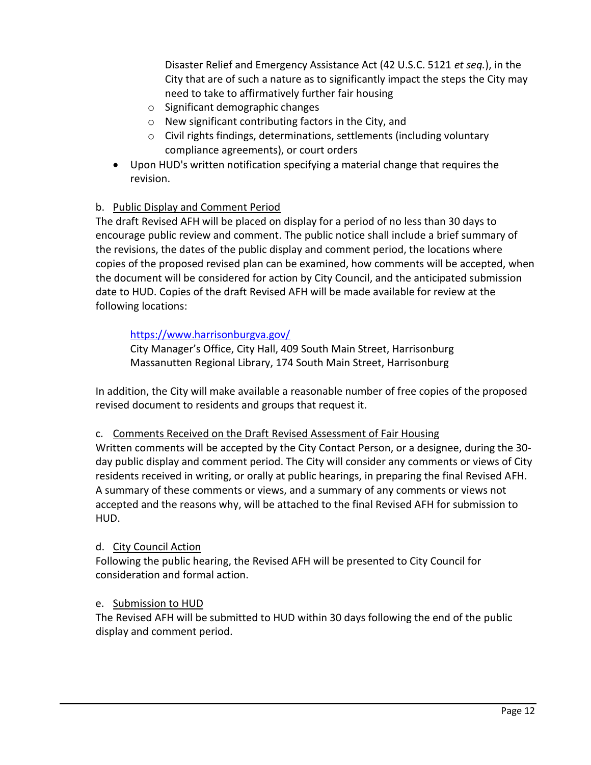Disaster Relief and Emergency Assistance Act (42 U.S.C. 5121 *et seq.*), in the City that are of such a nature as to significantly impact the steps the City may need to take to affirmatively further fair housing
    - Significant demographic changes
    - New significant contributing factors in the City, and
    - Civil rights findings, determinations, settlements (including voluntary compliance agreements), or court orders
- Upon HUD's written notification specifying a material change that requires the revision.

b. <u>Public Display and Comment Period</u>

The draft Revised AFH will be placed on display for a period of no less than 30 days to encourage public review and comment. The public notice shall include a brief summary of the revisions, the dates of the public display and comment period, the locations where copies of the proposed revised plan can be examined, how comments will be accepted, when the document will be considered for action by City Council, and the anticipated submission date to HUD. Copies of the draft Revised AFH will be made available for review at the following locations:

> https://www.harrisonburgva.gov/
> City Manager's Office, City Hall, 409 South Main Street, Harrisonburg
> Massanutten Regional Library, 174 South Main Street, Harrisonburg

In addition, the City will make available a reasonable number of free copies of the proposed revised document to residents and groups that request it.

c. <u>Comments Received on the Draft Revised Assessment of Fair Housing</u>

Written comments will be accepted by the City Contact Person, or a designee, during the 30-day public display and comment period. The City will consider any comments or views of City residents received in writing, or orally at public hearings, in preparing the final Revised AFH. A summary of these comments or views, and a summary of any comments or views not accepted and the reasons why, will be attached to the final Revised AFH for submission to HUD.

d. <u>City Council Action</u>

Following the public hearing, the Revised AFH will be presented to City Council for consideration and formal action.

e. <u>Submission to HUD</u>

The Revised AFH will be submitted to HUD within 30 days following the end of the public display and comment period.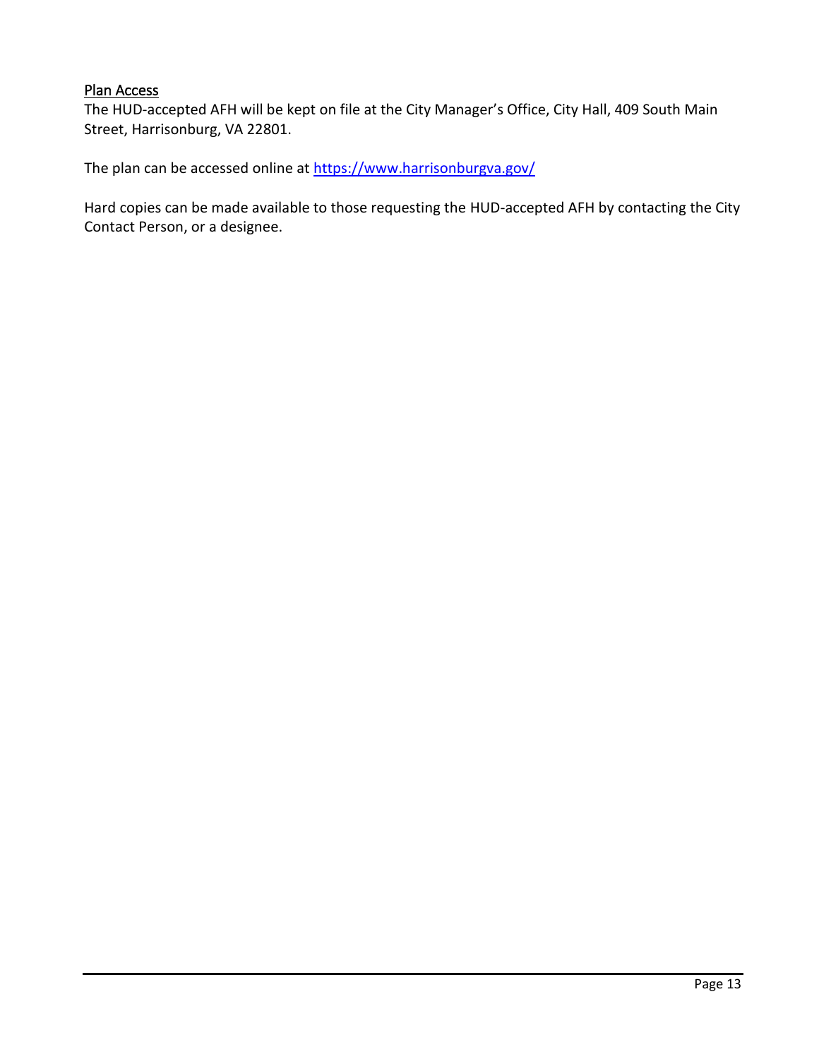### Plan Access

The HUD-accepted AFH will be kept on file at the City Manager's Office, City Hall, 409 South Main Street, Harrisonburg, VA 22801.

The plan can be accessed online at https://www.harrisonburgva.gov/

Hard copies can be made available to those requesting the HUD-accepted AFH by contacting the City Contact Person, or a designee.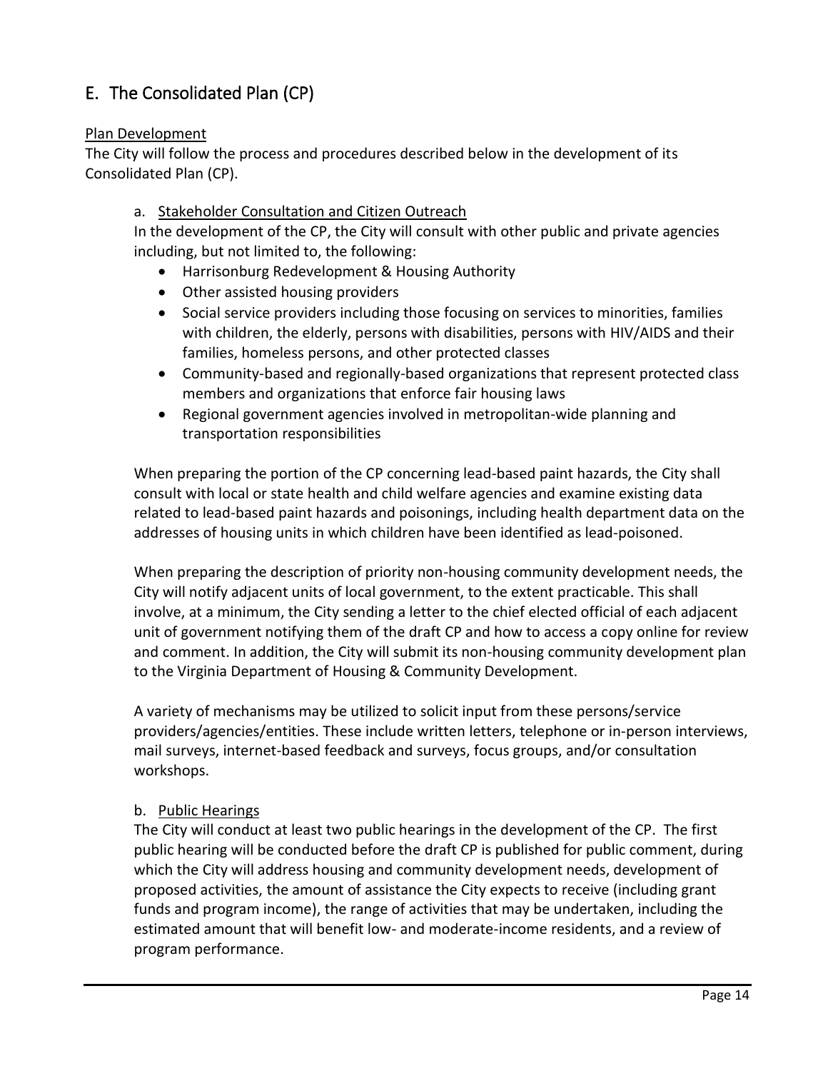## E. The Consolidated Plan (CP)

Plan Development

The City will follow the process and procedures described below in the development of its Consolidated Plan (CP).

a. Stakeholder Consultation and Citizen Outreach

In the development of the CP, the City will consult with other public and private agencies including, but not limited to, the following:

- Harrisonburg Redevelopment & Housing Authority
- Other assisted housing providers
- Social service providers including those focusing on services to minorities, families with children, the elderly, persons with disabilities, persons with HIV/AIDS and their families, homeless persons, and other protected classes
- Community-based and regionally-based organizations that represent protected class members and organizations that enforce fair housing laws
- Regional government agencies involved in metropolitan-wide planning and transportation responsibilities

When preparing the portion of the CP concerning lead-based paint hazards, the City shall consult with local or state health and child welfare agencies and examine existing data related to lead-based paint hazards and poisonings, including health department data on the addresses of housing units in which children have been identified as lead-poisoned.

When preparing the description of priority non-housing community development needs, the City will notify adjacent units of local government, to the extent practicable. This shall involve, at a minimum, the City sending a letter to the chief elected official of each adjacent unit of government notifying them of the draft CP and how to access a copy online for review and comment. In addition, the City will submit its non-housing community development plan to the Virginia Department of Housing & Community Development.

A variety of mechanisms may be utilized to solicit input from these persons/service providers/agencies/entities. These include written letters, telephone or in-person interviews, mail surveys, internet-based feedback and surveys, focus groups, and/or consultation workshops.

b. Public Hearings

The City will conduct at least two public hearings in the development of the CP. The first public hearing will be conducted before the draft CP is published for public comment, during which the City will address housing and community development needs, development of proposed activities, the amount of assistance the City expects to receive (including grant funds and program income), the range of activities that may be undertaken, including the estimated amount that will benefit low- and moderate-income residents, and a review of program performance.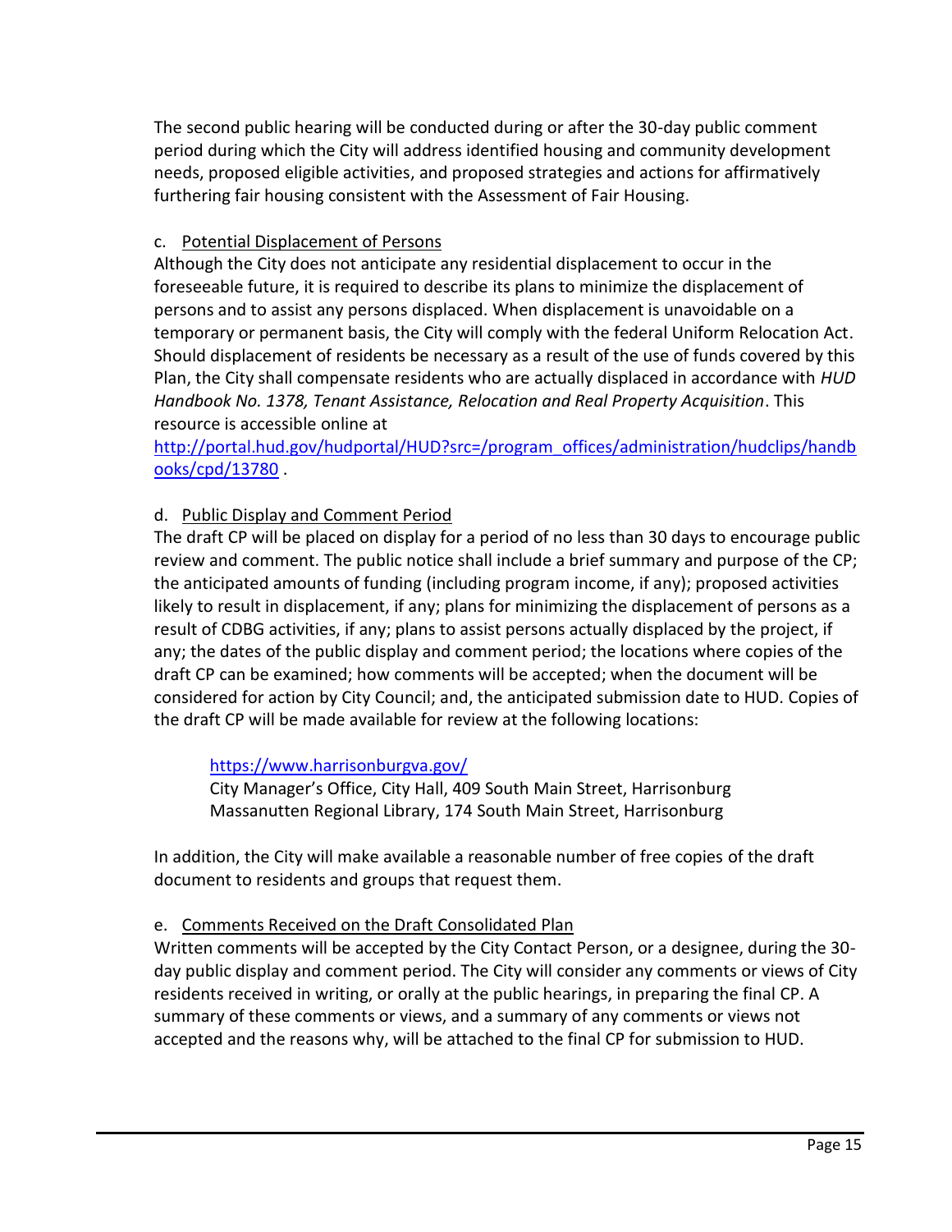The second public hearing will be conducted during or after the 30-day public comment period during which the City will address identified housing and community development needs, proposed eligible activities, and proposed strategies and actions for affirmatively furthering fair housing consistent with the Assessment of Fair Housing.

c. Potential Displacement of Persons

Although the City does not anticipate any residential displacement to occur in the foreseeable future, it is required to describe its plans to minimize the displacement of persons and to assist any persons displaced. When displacement is unavoidable on a temporary or permanent basis, the City will comply with the federal Uniform Relocation Act. Should displacement of residents be necessary as a result of the use of funds covered by this Plan, the City shall compensate residents who are actually displaced in accordance with *HUD Handbook No. 1378, Tenant Assistance, Relocation and Real Property Acquisition*. This resource is accessible online at [http://portal.hud.gov/hudportal/HUD?src=/program_offices/administration/hudclips/handbooks/cpd/13780](http://portal.hud.gov/hudportal/HUD?src=/program_offices/administration/hudclips/handbooks/cpd/13780) .

d. Public Display and Comment Period

The draft CP will be placed on display for a period of no less than 30 days to encourage public review and comment. The public notice shall include a brief summary and purpose of the CP; the anticipated amounts of funding (including program income, if any); proposed activities likely to result in displacement, if any; plans for minimizing the displacement of persons as a result of CDBG activities, if any; plans to assist persons actually displaced by the project, if any; the dates of the public display and comment period; the locations where copies of the draft CP can be examined; how comments will be accepted; when the document will be considered for action by City Council; and, the anticipated submission date to HUD. Copies of the draft CP will be made available for review at the following locations:

> [https://www.harrisonburgva.gov/](https://www.harrisonburgva.gov/)
> City Manager's Office, City Hall, 409 South Main Street, Harrisonburg
> Massanutten Regional Library, 174 South Main Street, Harrisonburg

In addition, the City will make available a reasonable number of free copies of the draft document to residents and groups that request them.

e. Comments Received on the Draft Consolidated Plan

Written comments will be accepted by the City Contact Person, or a designee, during the 30-day public display and comment period. The City will consider any comments or views of City residents received in writing, or orally at the public hearings, in preparing the final CP. A summary of these comments or views, and a summary of any comments or views not accepted and the reasons why, will be attached to the final CP for submission to HUD.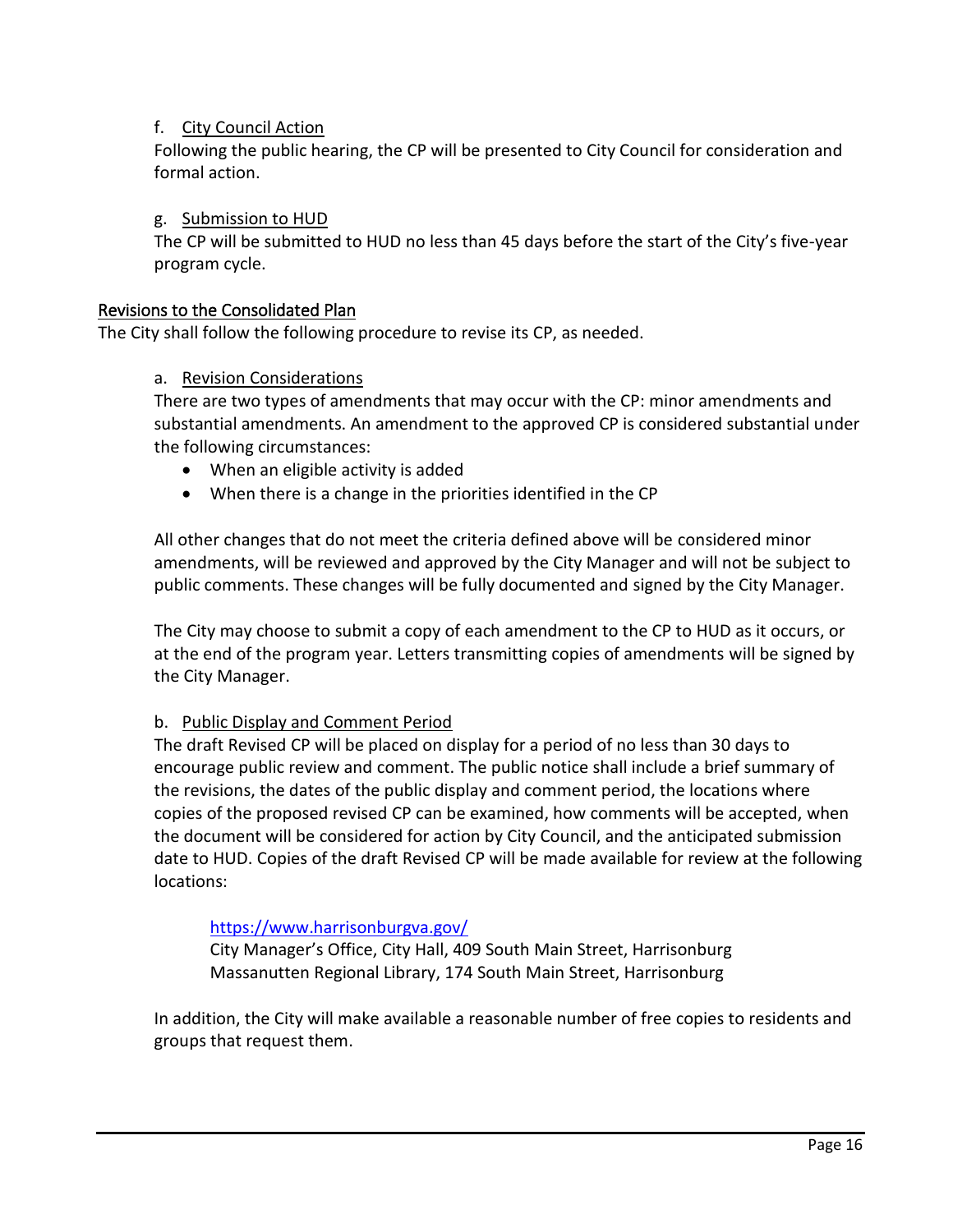f. <u>City Council Action</u>

Following the public hearing, the CP will be presented to City Council for consideration and formal action.

g. <u>Submission to HUD</u>

The CP will be submitted to HUD no less than 45 days before the start of the City's five-year program cycle.

## Revisions to the Consolidated Plan

The City shall follow the following procedure to revise its CP, as needed.

a. <u>Revision Considerations</u>

There are two types of amendments that may occur with the CP: minor amendments and substantial amendments. An amendment to the approved CP is considered substantial under the following circumstances:

- When an eligible activity is added
- When there is a change in the priorities identified in the CP

All other changes that do not meet the criteria defined above will be considered minor amendments, will be reviewed and approved by the City Manager and will not be subject to public comments. These changes will be fully documented and signed by the City Manager.

The City may choose to submit a copy of each amendment to the CP to HUD as it occurs, or at the end of the program year. Letters transmitting copies of amendments will be signed by the City Manager.

b. <u>Public Display and Comment Period</u>

The draft Revised CP will be placed on display for a period of no less than 30 days to encourage public review and comment. The public notice shall include a brief summary of the revisions, the dates of the public display and comment period, the locations where copies of the proposed revised CP can be examined, how comments will be accepted, when the document will be considered for action by City Council, and the anticipated submission date to HUD. Copies of the draft Revised CP will be made available for review at the following locations:

https://www.harrisonburgva.gov/
City Manager's Office, City Hall, 409 South Main Street, Harrisonburg
Massanutten Regional Library, 174 South Main Street, Harrisonburg

In addition, the City will make available a reasonable number of free copies to residents and groups that request them.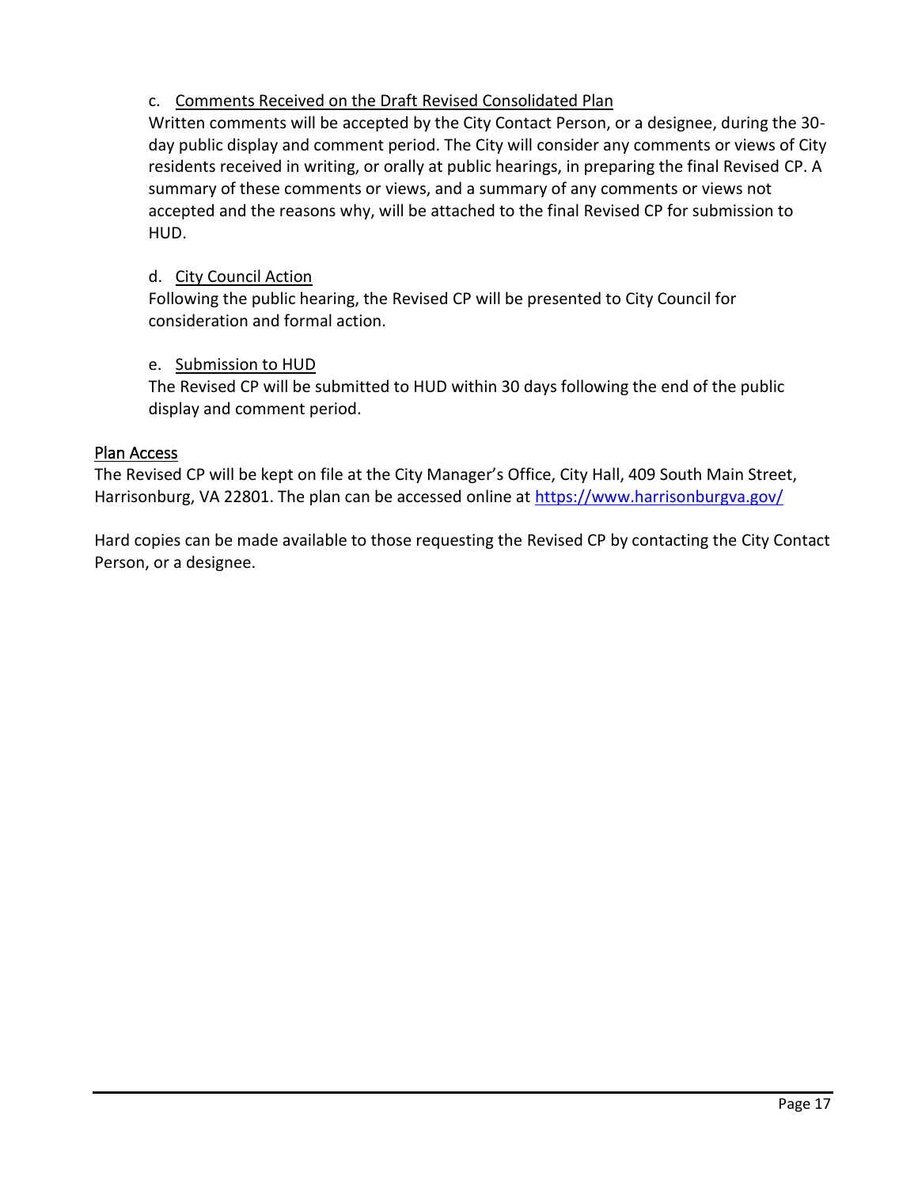c. Comments Received on the Draft Revised Consolidated Plan

Written comments will be accepted by the City Contact Person, or a designee, during the 30-day public display and comment period. The City will consider any comments or views of City residents received in writing, or orally at public hearings, in preparing the final Revised CP. A summary of these comments or views, and a summary of any comments or views not accepted and the reasons why, will be attached to the final Revised CP for submission to HUD.

d. City Council Action

Following the public hearing, the Revised CP will be presented to City Council for consideration and formal action.

e. Submission to HUD

The Revised CP will be submitted to HUD within 30 days following the end of the public display and comment period.

### Plan Access

The Revised CP will be kept on file at the City Manager's Office, City Hall, 409 South Main Street, Harrisonburg, VA 22801. The plan can be accessed online at https://www.harrisonburgva.gov/

Hard copies can be made available to those requesting the Revised CP by contacting the City Contact Person, or a designee.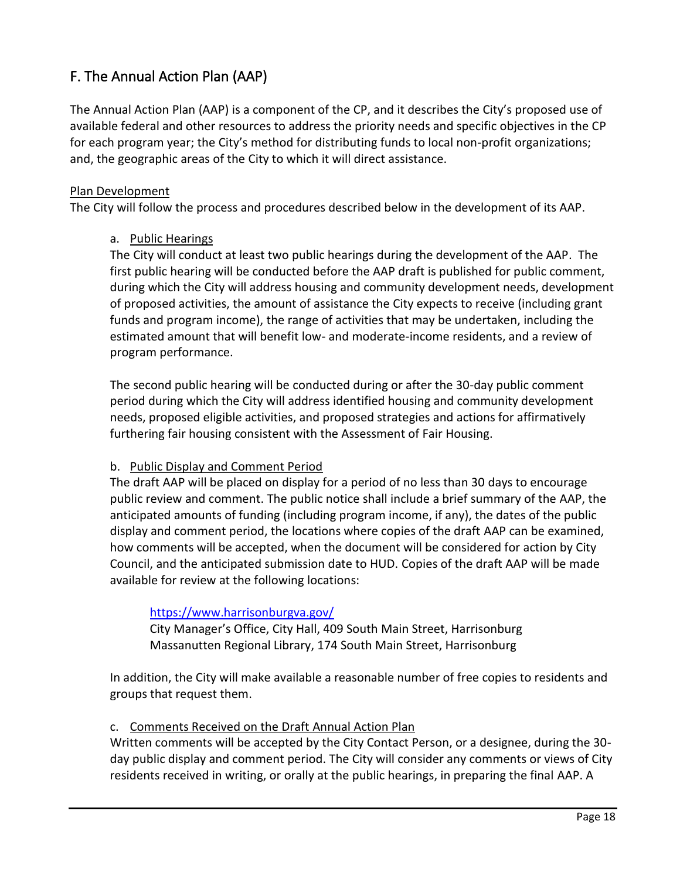## F. The Annual Action Plan (AAP)

The Annual Action Plan (AAP) is a component of the CP, and it describes the City's proposed use of available federal and other resources to address the priority needs and specific objectives in the CP for each program year; the City's method for distributing funds to local non-profit organizations; and, the geographic areas of the City to which it will direct assistance.

<u>Plan Development</u>

The City will follow the process and procedures described below in the development of its AAP.

a. <u>Public Hearings</u>

The City will conduct at least two public hearings during the development of the AAP. The first public hearing will be conducted before the AAP draft is published for public comment, during which the City will address housing and community development needs, development of proposed activities, the amount of assistance the City expects to receive (including grant funds and program income), the range of activities that may be undertaken, including the estimated amount that will benefit low- and moderate-income residents, and a review of program performance.

The second public hearing will be conducted during or after the 30-day public comment period during which the City will address identified housing and community development needs, proposed eligible activities, and proposed strategies and actions for affirmatively furthering fair housing consistent with the Assessment of Fair Housing.

b. <u>Public Display and Comment Period</u>

The draft AAP will be placed on display for a period of no less than 30 days to encourage public review and comment. The public notice shall include a brief summary of the AAP, the anticipated amounts of funding (including program income, if any), the dates of the public display and comment period, the locations where copies of the draft AAP can be examined, how comments will be accepted, when the document will be considered for action by City Council, and the anticipated submission date to HUD. Copies of the draft AAP will be made available for review at the following locations:

> https://www.harrisonburgva.gov/
> City Manager's Office, City Hall, 409 South Main Street, Harrisonburg
> Massanutten Regional Library, 174 South Main Street, Harrisonburg

In addition, the City will make available a reasonable number of free copies to residents and groups that request them.

c. <u>Comments Received on the Draft Annual Action Plan</u>

Written comments will be accepted by the City Contact Person, or a designee, during the 30-day public display and comment period. The City will consider any comments or views of City residents received in writing, or orally at the public hearings, in preparing the final AAP. A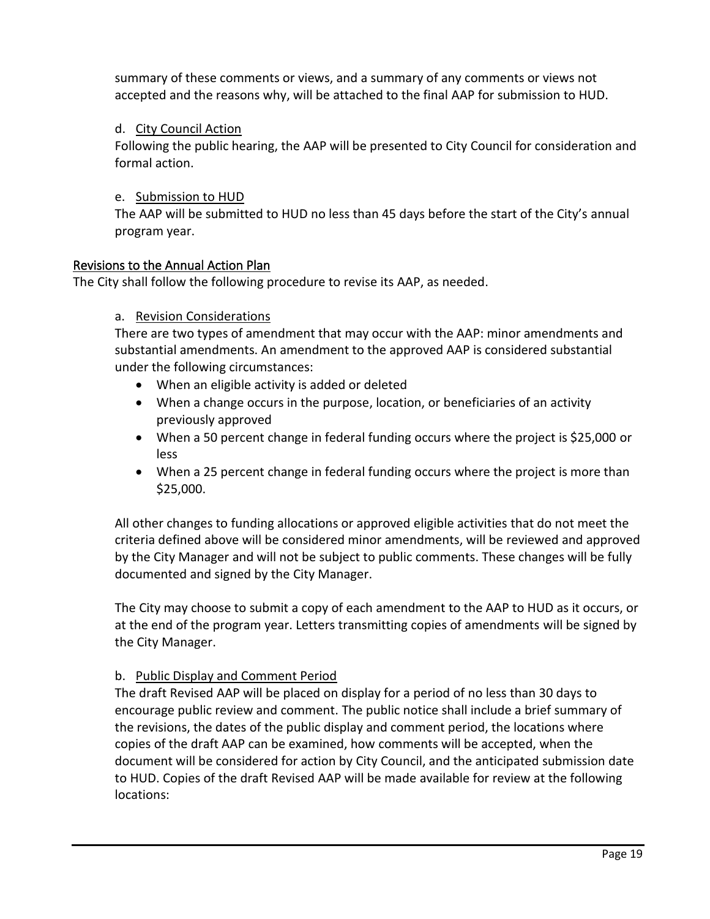summary of these comments or views, and a summary of any comments or views not accepted and the reasons why, will be attached to the final AAP for submission to HUD.

d. City Council Action

Following the public hearing, the AAP will be presented to City Council for consideration and formal action.

e. Submission to HUD

The AAP will be submitted to HUD no less than 45 days before the start of the City's annual program year.

## Revisions to the Annual Action Plan

The City shall follow the following procedure to revise its AAP, as needed.

a. Revision Considerations

There are two types of amendment that may occur with the AAP: minor amendments and substantial amendments. An amendment to the approved AAP is considered substantial under the following circumstances:

- When an eligible activity is added or deleted
- When a change occurs in the purpose, location, or beneficiaries of an activity previously approved
- When a 50 percent change in federal funding occurs where the project is $25,000 or less
- When a 25 percent change in federal funding occurs where the project is more than $25,000.

All other changes to funding allocations or approved eligible activities that do not meet the criteria defined above will be considered minor amendments, will be reviewed and approved by the City Manager and will not be subject to public comments. These changes will be fully documented and signed by the City Manager.

The City may choose to submit a copy of each amendment to the AAP to HUD as it occurs, or at the end of the program year. Letters transmitting copies of amendments will be signed by the City Manager.

b. Public Display and Comment Period

The draft Revised AAP will be placed on display for a period of no less than 30 days to encourage public review and comment. The public notice shall include a brief summary of the revisions, the dates of the public display and comment period, the locations where copies of the draft AAP can be examined, how comments will be accepted, when the document will be considered for action by City Council, and the anticipated submission date to HUD. Copies of the draft Revised AAP will be made available for review at the following locations: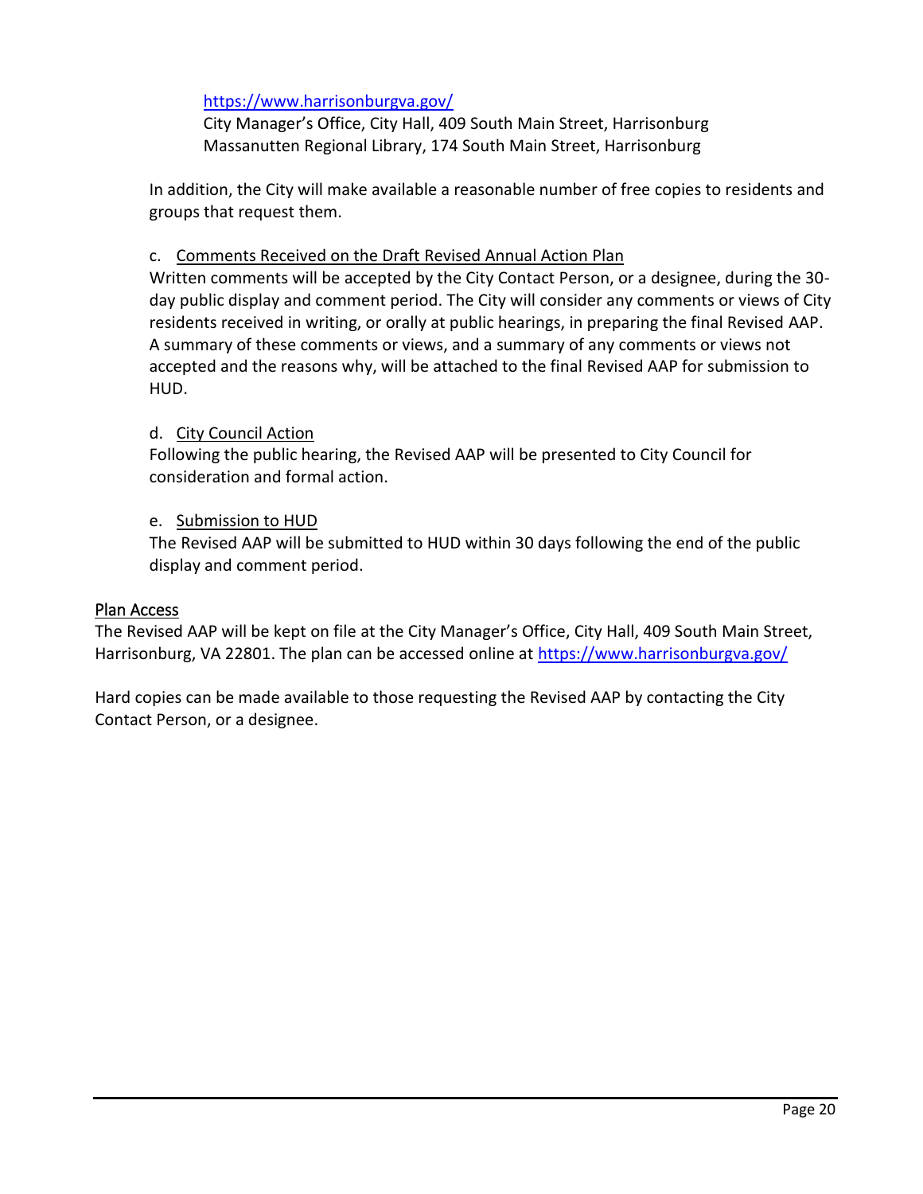https://www.harrisonburgva.gov/
City Manager's Office, City Hall, 409 South Main Street, Harrisonburg
Massanutten Regional Library, 174 South Main Street, Harrisonburg

In addition, the City will make available a reasonable number of free copies to residents and groups that request them.

c. Comments Received on the Draft Revised Annual Action Plan

Written comments will be accepted by the City Contact Person, or a designee, during the 30-day public display and comment period. The City will consider any comments or views of City residents received in writing, or orally at public hearings, in preparing the final Revised AAP. A summary of these comments or views, and a summary of any comments or views not accepted and the reasons why, will be attached to the final Revised AAP for submission to HUD.

d. City Council Action

Following the public hearing, the Revised AAP will be presented to City Council for consideration and formal action.

e. Submission to HUD

The Revised AAP will be submitted to HUD within 30 days following the end of the public display and comment period.

## Plan Access

The Revised AAP will be kept on file at the City Manager's Office, City Hall, 409 South Main Street, Harrisonburg, VA 22801. The plan can be accessed online at https://www.harrisonburgva.gov/

Hard copies can be made available to those requesting the Revised AAP by contacting the City Contact Person, or a designee.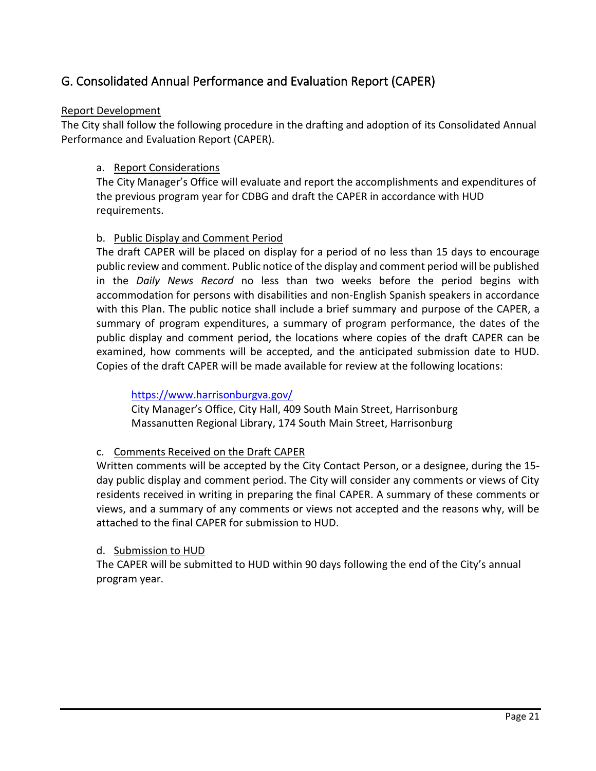## G. Consolidated Annual Performance and Evaluation Report (CAPER)

<u>Report Development</u>

The City shall follow the following procedure in the drafting and adoption of its Consolidated Annual Performance and Evaluation Report (CAPER).

a. <u>Report Considerations</u>

The City Manager's Office will evaluate and report the accomplishments and expenditures of the previous program year for CDBG and draft the CAPER in accordance with HUD requirements.

b. <u>Public Display and Comment Period</u>

The draft CAPER will be placed on display for a period of no less than 15 days to encourage public review and comment. Public notice of the display and comment period will be published in the *Daily News Record* no less than two weeks before the period begins with accommodation for persons with disabilities and non-English Spanish speakers in accordance with this Plan. The public notice shall include a brief summary and purpose of the CAPER, a summary of program expenditures, a summary of program performance, the dates of the public display and comment period, the locations where copies of the draft CAPER can be examined, how comments will be accepted, and the anticipated submission date to HUD. Copies of the draft CAPER will be made available for review at the following locations:

https://www.harrisonburgva.gov/
City Manager's Office, City Hall, 409 South Main Street, Harrisonburg
Massanutten Regional Library, 174 South Main Street, Harrisonburg

c. <u>Comments Received on the Draft CAPER</u>

Written comments will be accepted by the City Contact Person, or a designee, during the 15-day public display and comment period. The City will consider any comments or views of City residents received in writing in preparing the final CAPER. A summary of these comments or views, and a summary of any comments or views not accepted and the reasons why, will be attached to the final CAPER for submission to HUD.

d. <u>Submission to HUD</u>

The CAPER will be submitted to HUD within 90 days following the end of the City's annual program year.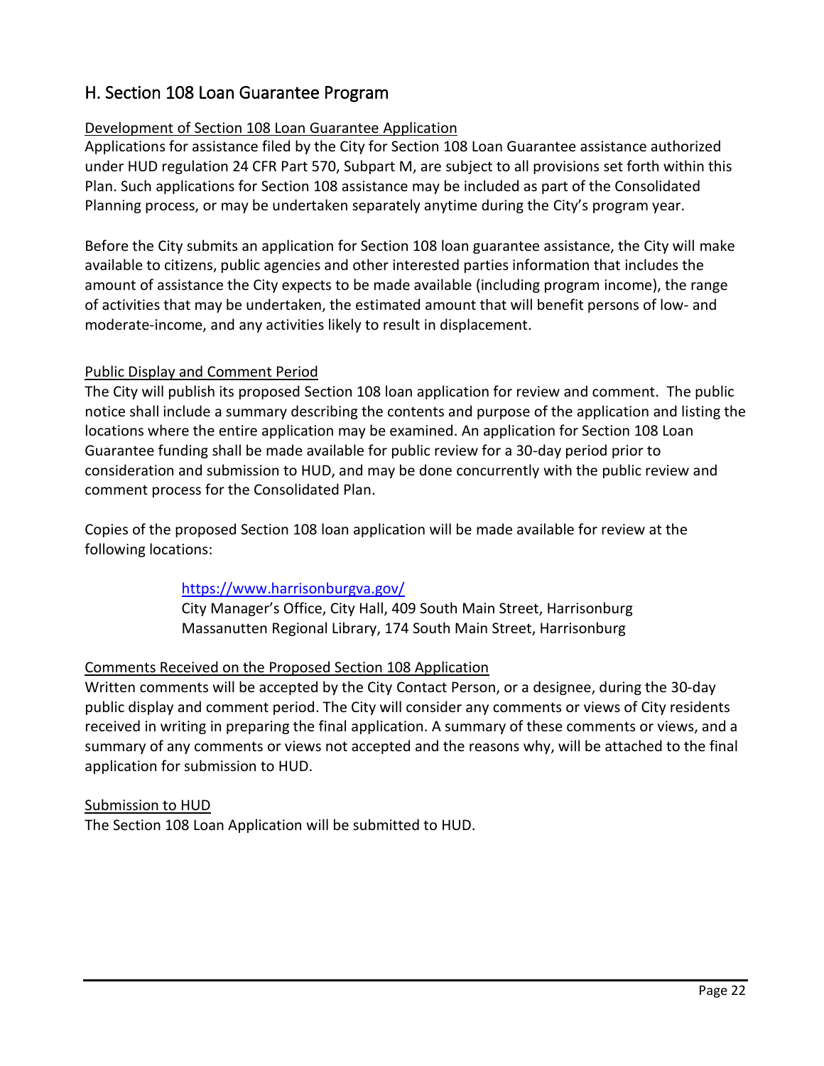## H. Section 108 Loan Guarantee Program

Development of Section 108 Loan Guarantee Application

Applications for assistance filed by the City for Section 108 Loan Guarantee assistance authorized under HUD regulation 24 CFR Part 570, Subpart M, are subject to all provisions set forth within this Plan. Such applications for Section 108 assistance may be included as part of the Consolidated Planning process, or may be undertaken separately anytime during the City's program year.

Before the City submits an application for Section 108 loan guarantee assistance, the City will make available to citizens, public agencies and other interested parties information that includes the amount of assistance the City expects to be made available (including program income), the range of activities that may be undertaken, the estimated amount that will benefit persons of low- and moderate-income, and any activities likely to result in displacement.

Public Display and Comment Period

The City will publish its proposed Section 108 loan application for review and comment. The public notice shall include a summary describing the contents and purpose of the application and listing the locations where the entire application may be examined. An application for Section 108 Loan Guarantee funding shall be made available for public review for a 30-day period prior to consideration and submission to HUD, and may be done concurrently with the public review and comment process for the Consolidated Plan.

Copies of the proposed Section 108 loan application will be made available for review at the following locations:

> https://www.harrisonburgva.gov/
> City Manager's Office, City Hall, 409 South Main Street, Harrisonburg
> Massanutten Regional Library, 174 South Main Street, Harrisonburg

Comments Received on the Proposed Section 108 Application

Written comments will be accepted by the City Contact Person, or a designee, during the 30-day public display and comment period. The City will consider any comments or views of City residents received in writing in preparing the final application. A summary of these comments or views, and a summary of any comments or views not accepted and the reasons why, will be attached to the final application for submission to HUD.

Submission to HUD

The Section 108 Loan Application will be submitted to HUD.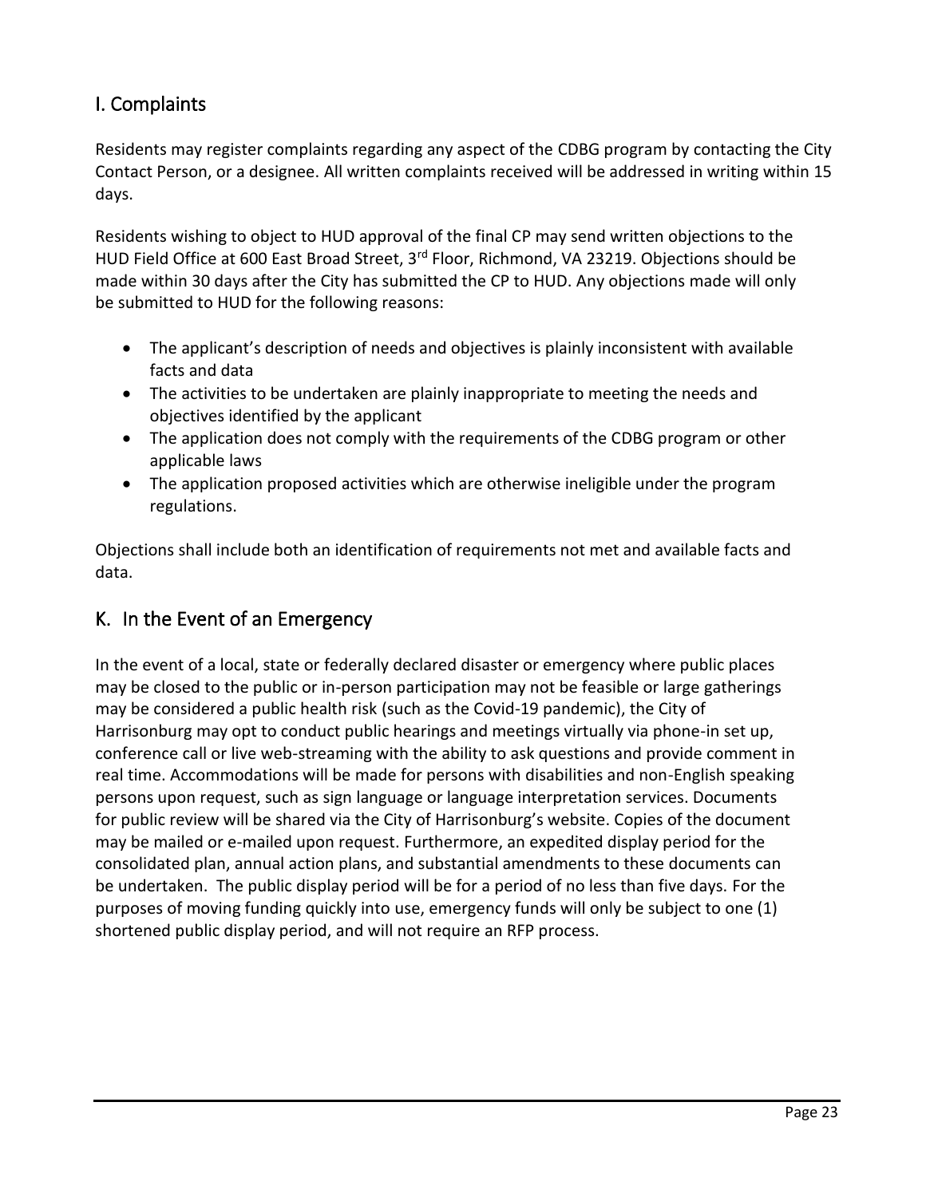## I. Complaints

Residents may register complaints regarding any aspect of the CDBG program by contacting the City Contact Person, or a designee. All written complaints received will be addressed in writing within 15 days.

Residents wishing to object to HUD approval of the final CP may send written objections to the HUD Field Office at 600 East Broad Street, 3rd Floor, Richmond, VA 23219. Objections should be made within 30 days after the City has submitted the CP to HUD. Any objections made will only be submitted to HUD for the following reasons:

- The applicant's description of needs and objectives is plainly inconsistent with available facts and data
- The activities to be undertaken are plainly inappropriate to meeting the needs and objectives identified by the applicant
- The application does not comply with the requirements of the CDBG program or other applicable laws
- The application proposed activities which are otherwise ineligible under the program regulations.

Objections shall include both an identification of requirements not met and available facts and data.

## K. In the Event of an Emergency

In the event of a local, state or federally declared disaster or emergency where public places may be closed to the public or in-person participation may not be feasible or large gatherings may be considered a public health risk (such as the Covid-19 pandemic), the City of Harrisonburg may opt to conduct public hearings and meetings virtually via phone-in set up, conference call or live web-streaming with the ability to ask questions and provide comment in real time. Accommodations will be made for persons with disabilities and non-English speaking persons upon request, such as sign language or language interpretation services. Documents for public review will be shared via the City of Harrisonburg's website. Copies of the document may be mailed or e-mailed upon request. Furthermore, an expedited display period for the consolidated plan, annual action plans, and substantial amendments to these documents can be undertaken. The public display period will be for a period of no less than five days. For the purposes of moving funding quickly into use, emergency funds will only be subject to one (1) shortened public display period, and will not require an RFP process.